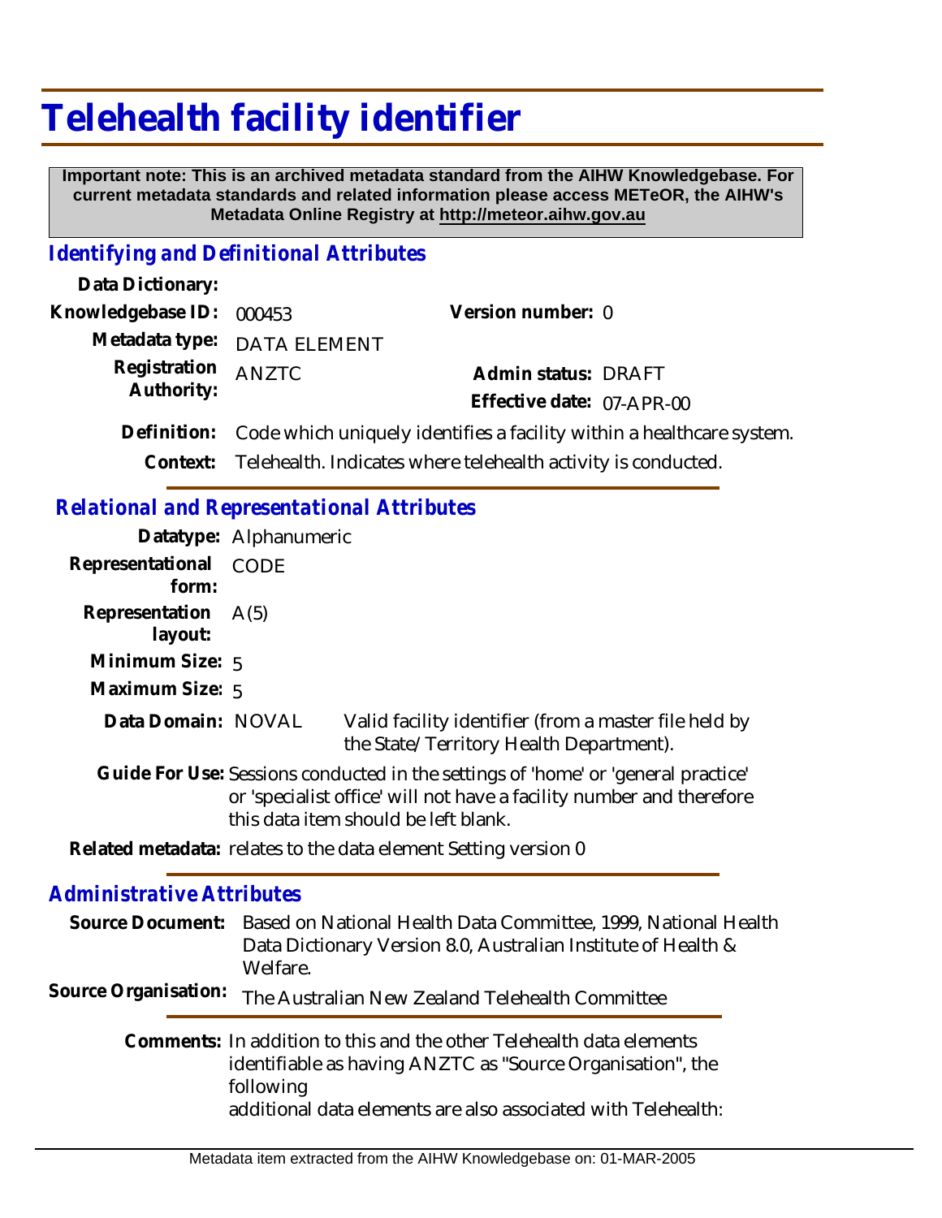# Telehealth facility identifier

**Important note: This is an archived metadata standard from the AIHW Knowledgebase. For current metadata standards and related information please access METeOR, the AIHW's Metadata Online Registry at http://meteor.aihw.gov.au**

## *Identifying and Definitional Attributes*

**Data Dictionary:**

**Knowledgebase ID:** 000453 **Version number:** 0

**Metadata type:** DATA ELEMENT

**Registration Authority:** ANZTC **Admin status:** DRAFT

**Effective date:** 07-APR-00

**Definition:** Code which uniquely identifies a facility within a healthcare system.

**Context:** Telehealth. Indicates where telehealth activity is conducted.

## *Relational and Representational Attributes*

**Datatype:** Alphanumeric

**Representational form:** CODE

**Representation layout:** A(5)

**Minimum Size:** 5

**Maximum Size:** 5

**Data Domain:** NOVAL Valid facility identifier (from a master file held by the State/Territory Health Department).

**Guide For Use:** Sessions conducted in the settings of 'home' or 'general practice' or 'specialist office' will not have a facility number and therefore this data item should be left blank.

**Related metadata:** relates to the data element Setting version 0

## *Administrative Attributes*

**Source Document:** Based on National Health Data Committee, 1999, National Health Data Dictionary Version 8.0, Australian Institute of Health & Welfare.

**Source Organisation:** The Australian New Zealand Telehealth Committee

**Comments:** In addition to this and the other Telehealth data elements identifiable as having ANZTC as "Source Organisation", the following additional data elements are also associated with Telehealth: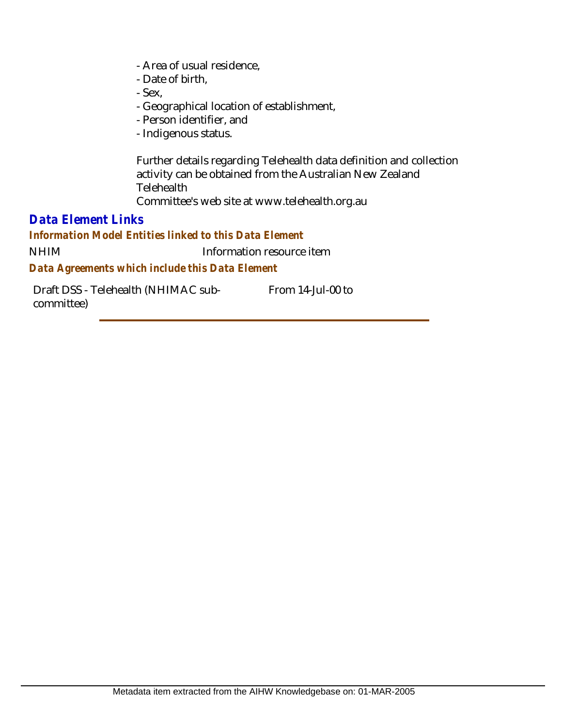- Area of usual residence,
- Date of birth,
- Sex,
- Geographical location of establishment,
- Person identifier, and
- Indigenous status.

Further details regarding Telehealth data definition and collection activity can be obtained from the Australian New Zealand Telehealth Committee's web site at www.telehealth.org.au

## Data Element Links

### Information Model Entities linked to this Data Element

| | |
|---|---|
| NHIM | Information resource item |

### Data Agreements which include this Data Element

| | |
|---|---|
| Draft DSS - Telehealth (NHIMAC sub-committee) | From 14-Jul-00 to |

Metadata item extracted from the AIHW Knowledgebase on: 01-MAR-2005